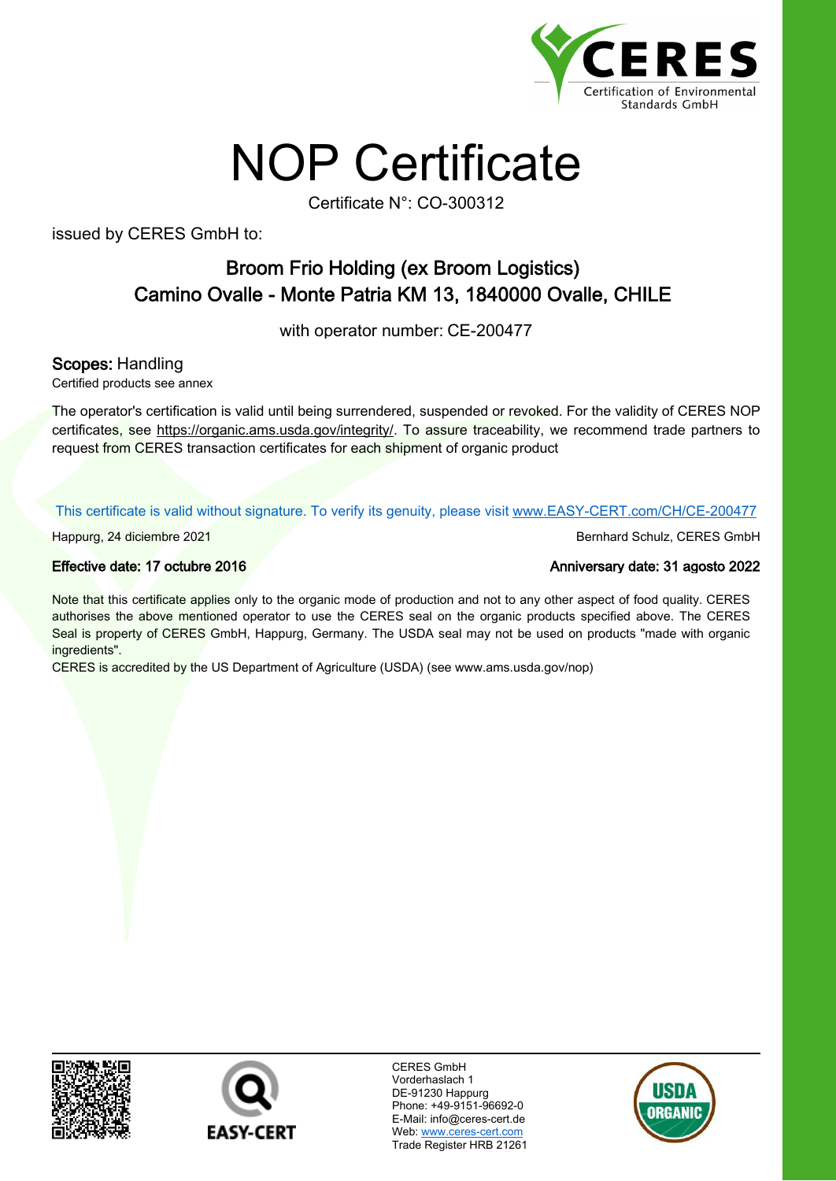CERES
Certification of Environmental Standards GmbH

# NOP Certificate

Certificate N°: CO-300312

issued by CERES GmbH to:

**Broom Frio Holding (ex Broom Logistics)**
**Camino Ovalle - Monte Patria KM 13, 1840000 Ovalle, CHILE**

with operator number: CE-200477

**Scopes:** Handling
Certified products see annex

The operator's certification is valid until being surrendered, suspended or revoked. For the validity of CERES NOP certificates, see https://organic.ams.usda.gov/integrity/. To assure traceability, we recommend trade partners to request from CERES transaction certificates for each shipment of organic product

This certificate is valid without signature. To verify its genuity, please visit www.EASY-CERT.com/CH/CE-200477

Happurg, 24 diciembre 2021

Bernhard Schulz, CERES GmbH

**Effective date: 17 octubre 2016**

**Anniversary date: 31 agosto 2022**

Note that this certificate applies only to the organic mode of production and not to any other aspect of food quality. CERES authorises the above mentioned operator to use the CERES seal on the organic products specified above. The CERES Seal is property of CERES GmbH, Happurg, Germany. The USDA seal may not be used on products "made with organic ingredients".
CERES is accredited by the US Department of Agriculture (USDA) (see www.ams.usda.gov/nop)

EASY-CERT

CERES GmbH
Vorderhaslach 1
DE-91230 Happurg
Phone: +49-9151-96692-0
E-Mail: info@ceres-cert.de
Web: www.ceres-cert.com
Trade Register HRB 21261

USDA ORGANIC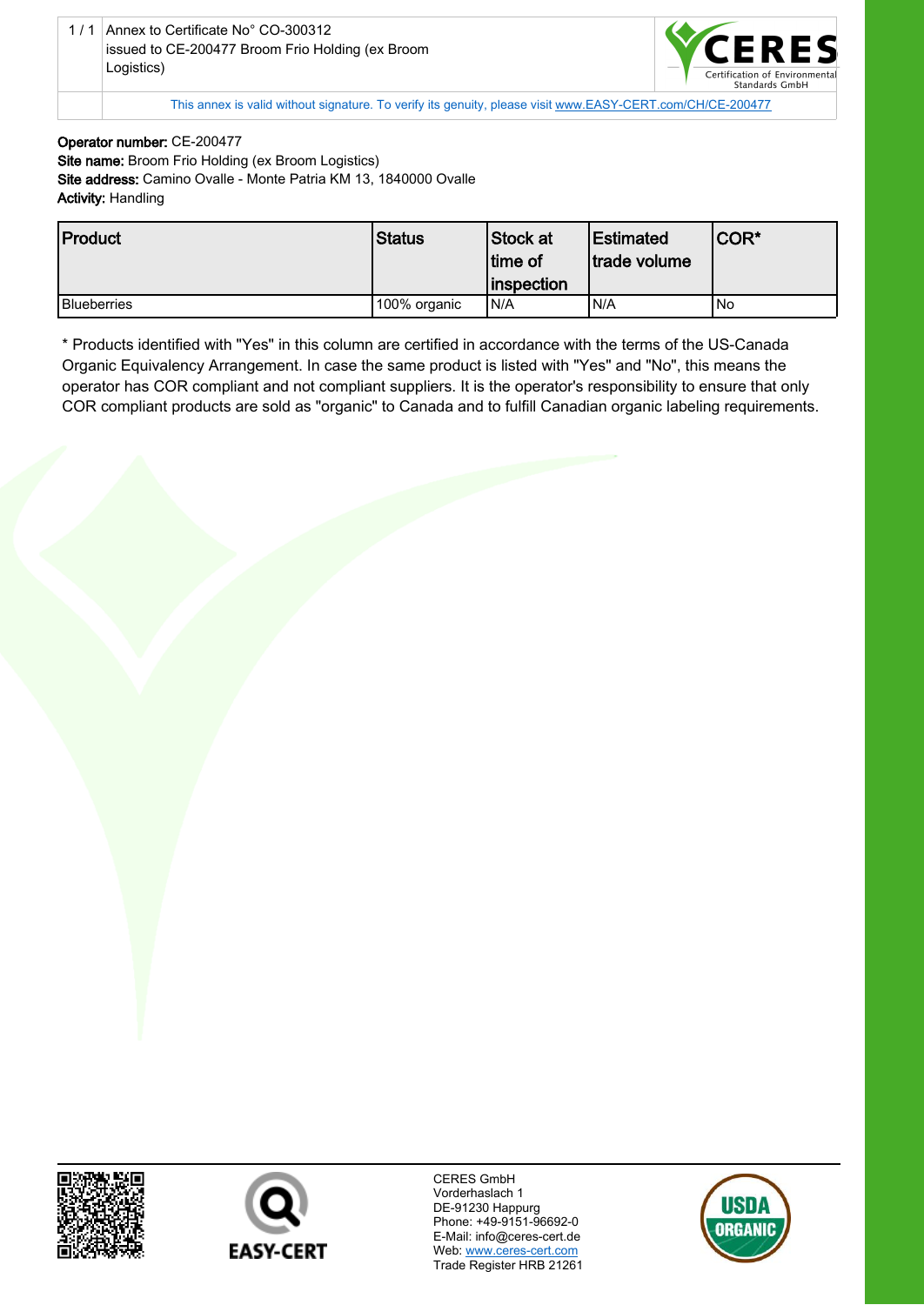Annex to Certificate No° CO-300312
issued to CE-200477 Broom Frio Holding (ex Broom Logistics)

CERES Certification of Environmental Standards GmbH

This annex is valid without signature. To verify its genuity, please visit www.EASY-CERT.com/CH/CE-200477

**Operator number:** CE-200477
**Site name:** Broom Frio Holding (ex Broom Logistics)
**Site address:** Camino Ovalle - Monte Patria KM 13, 1840000 Ovalle
**Activity:** Handling

| Product | Status | Stock at time of inspection | Estimated trade volume | COR* |
|---|---|---|---|---|
| Blueberries | 100% organic | N/A | N/A | No |

* Products identified with "Yes" in this column are certified in accordance with the terms of the US-Canada Organic Equivalency Arrangement. In case the same product is listed with "Yes" and "No", this means the operator has COR compliant and not compliant suppliers. It is the operator's responsibility to ensure that only COR compliant products are sold as "organic" to Canada and to fulfill Canadian organic labeling requirements.

EASY-CERT

CERES GmbH
Vorderhaslach 1
DE-91230 Happurg
Phone: +49-9151-96692-0
E-Mail: info@ceres-cert.de
Web: www.ceres-cert.com
Trade Register HRB 21261

USDA ORGANIC